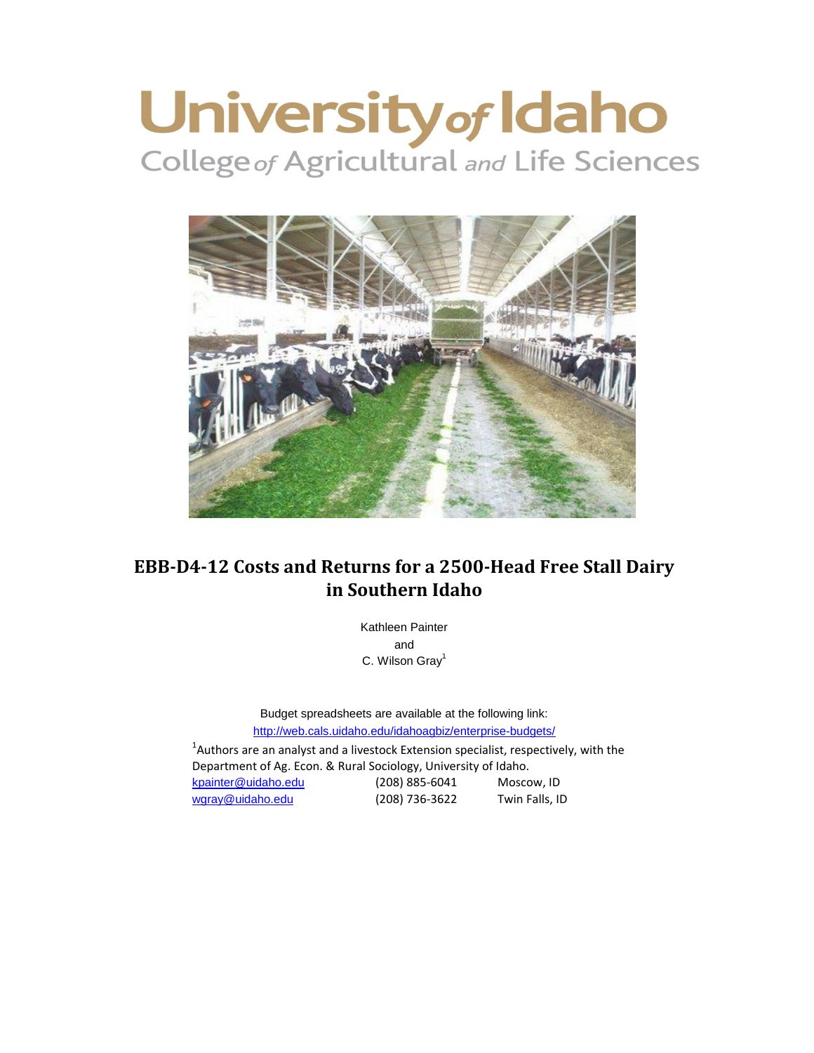University of Idaho

College of Agricultural and Life Sciences

# EBB-D4-12 Costs and Returns for a 2500-Head Free Stall Dairy in Southern Idaho

Kathleen Painter

and

C. Wilson Gray[1]

Budget spreadsheets are available at the following link:
http://web.cals.uidaho.edu/idahoagbiz/enterprise-budgets/

[1]Authors are an analyst and a livestock Extension specialist, respectively, with the Department of Ag. Econ. & Rural Sociology, University of Idaho.

| | | |
|---|---|---|
| kpainter@uidaho.edu | (208) 885-6041 | Moscow, ID |
| wgray@uidaho.edu | (208) 736-3622 | Twin Falls, ID |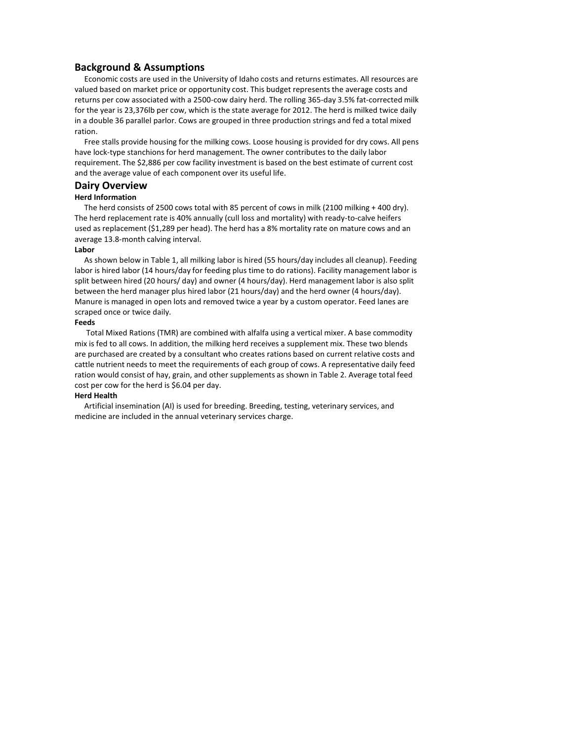## Background & Assumptions

Economic costs are used in the University of Idaho costs and returns estimates. All resources are valued based on market price or opportunity cost. This budget represents the average costs and returns per cow associated with a 2500-cow dairy herd. The rolling 365-day 3.5% fat-corrected milk for the year is 23,376lb per cow, which is the state average for 2012. The herd is milked twice daily in a double 36 parallel parlor. Cows are grouped in three production strings and fed a total mixed ration.

Free stalls provide housing for the milking cows. Loose housing is provided for dry cows. All pens have lock-type stanchions for herd management. The owner contributes to the daily labor requirement. The $2,886 per cow facility investment is based on the best estimate of current cost and the average value of each component over its useful life.

## Dairy Overview

### Herd Information

The herd consists of 2500 cows total with 85 percent of cows in milk (2100 milking + 400 dry). The herd replacement rate is 40% annually (cull loss and mortality) with ready-to-calve heifers used as replacement ($1,289 per head). The herd has a 8% mortality rate on mature cows and an average 13.8-month calving interval.

### Labor

As shown below in Table 1, all milking labor is hired (55 hours/day includes all cleanup). Feeding labor is hired labor (14 hours/day for feeding plus time to do rations). Facility management labor is split between hired (20 hours/ day) and owner (4 hours/day). Herd management labor is also split between the herd manager plus hired labor (21 hours/day) and the herd owner (4 hours/day). Manure is managed in open lots and removed twice a year by a custom operator. Feed lanes are scraped once or twice daily.

### Feeds

Total Mixed Rations (TMR) are combined with alfalfa using a vertical mixer. A base commodity mix is fed to all cows. In addition, the milking herd receives a supplement mix. These two blends are purchased are created by a consultant who creates rations based on current relative costs and cattle nutrient needs to meet the requirements of each group of cows. A representative daily feed ration would consist of hay, grain, and other supplements as shown in Table 2. Average total feed cost per cow for the herd is $6.04 per day.

### Herd Health

Artificial insemination (AI) is used for breeding. Breeding, testing, veterinary services, and medicine are included in the annual veterinary services charge.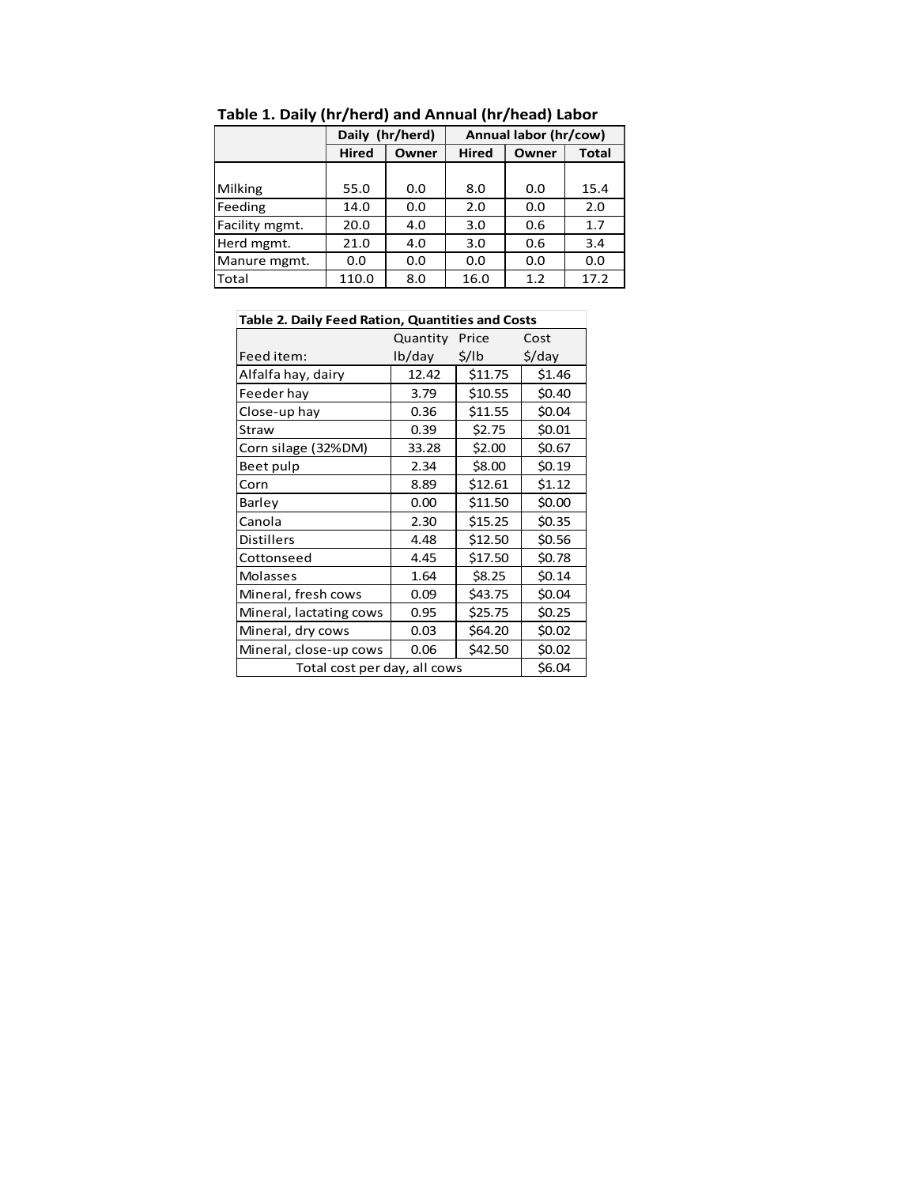**Table 1. Daily (hr/herd) and Annual (hr/head) Labor**

| | Daily (hr/herd) | | Annual labor (hr/cow) | | |
|---|---|---|---|---|---|
| | Hired | Owner | Hired | Owner | Total |
| Milking | 55.0 | 0.0 | 8.0 | 0.0 | 15.4 |
| Feeding | 14.0 | 0.0 | 2.0 | 0.0 | 2.0 |
| Facility mgmt. | 20.0 | 4.0 | 3.0 | 0.6 | 1.7 |
| Herd mgmt. | 21.0 | 4.0 | 3.0 | 0.6 | 3.4 |
| Manure mgmt. | 0.0 | 0.0 | 0.0 | 0.0 | 0.0 |
| Total | 110.0 | 8.0 | 16.0 | 1.2 | 17.2 |

**Table 2. Daily Feed Ration, Quantities and Costs**

| Feed item: | Quantity lb/day | Price $/lb | Cost $/day |
|---|---|---|---|
| Alfalfa hay, dairy | 12.42 | $11.75 | $1.46 |
| Feeder hay | 3.79 | $10.55 | $0.40 |
| Close-up hay | 0.36 | $11.55 | $0.04 |
| Straw | 0.39 | $2.75 | $0.01 |
| Corn silage (32%DM) | 33.28 | $2.00 | $0.67 |
| Beet pulp | 2.34 | $8.00 | $0.19 |
| Corn | 8.89 | $12.61 | $1.12 |
| Barley | 0.00 | $11.50 | $0.00 |
| Canola | 2.30 | $15.25 | $0.35 |
| Distillers | 4.48 | $12.50 | $0.56 |
| Cottonseed | 4.45 | $17.50 | $0.78 |
| Molasses | 1.64 | $8.25 | $0.14 |
| Mineral, fresh cows | 0.09 | $43.75 | $0.04 |
| Mineral, lactating cows | 0.95 | $25.75 | $0.25 |
| Mineral, dry cows | 0.03 | $64.20 | $0.02 |
| Mineral, close-up cows | 0.06 | $42.50 | $0.02 |
| Total cost per day, all cows | | | $6.04 |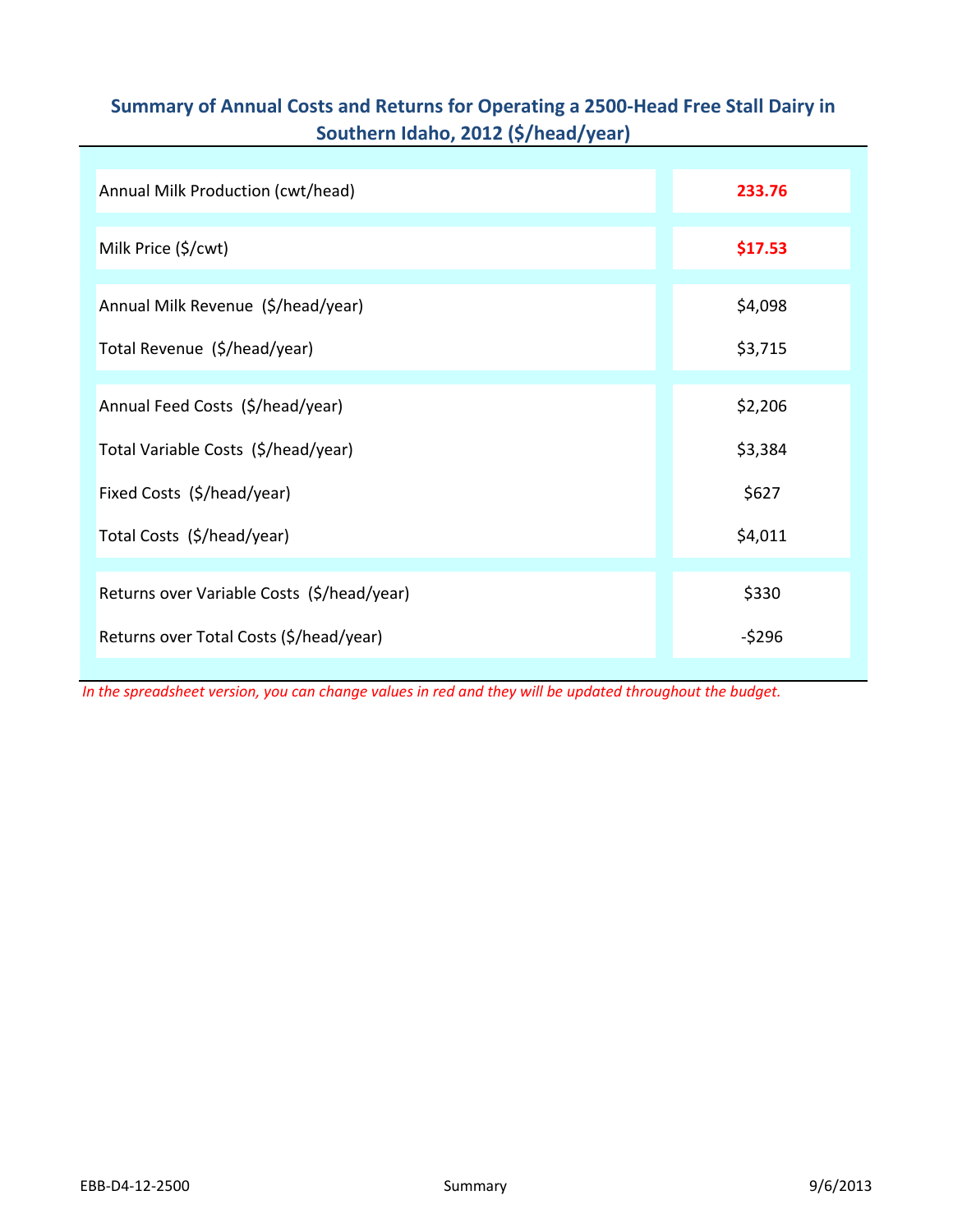## Summary of Annual Costs and Returns for Operating a 2500-Head Free Stall Dairy in Southern Idaho, 2012 ($/head/year)

| Item | Value |
| --- | --- |
| Annual Milk Production (cwt/head) | **233.76** |
| Milk Price ($/cwt) | **$17.53** |
| Annual Milk Revenue ($/head/year) | $4,098 |
| Total Revenue ($/head/year) | $3,715 |
| Annual Feed Costs ($/head/year) | $2,206 |
| Total Variable Costs ($/head/year) | $3,384 |
| Fixed Costs ($/head/year) | $627 |
| Total Costs ($/head/year) | $4,011 |
| Returns over Variable Costs ($/head/year) | $330 |
| Returns over Total Costs ($/head/year) | -$296 |

*In the spreadsheet version, you can change values in red and they will be updated throughout the budget.*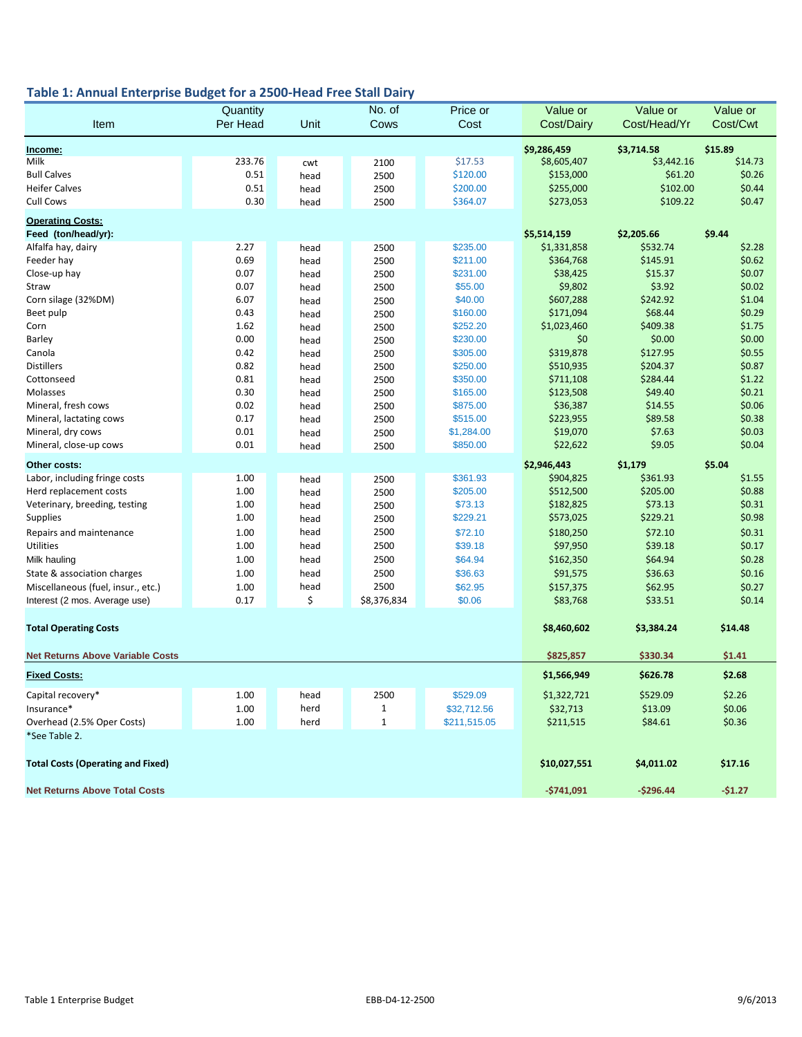## Table 1: Annual Enterprise Budget for a 2500-Head Free Stall Dairy

| Item | Quantity Per Head | Unit | No. of Cows | Price or Cost | Value or Cost/Dairy | Value or Cost/Head/Yr | Value or Cost/Cwt |
|---|---|---|---|---|---|---|---|
| **Income:** | | | | | **$9,286,459** | **$3,714.58** | **$15.89** |
| Milk | 233.76 | cwt | 2100 | $17.53 | $8,605,407 | $3,442.16 | $14.73 |
| Bull Calves | 0.51 | head | 2500 | $120.00 | $153,000 | $61.20 | $0.26 |
| Heifer Calves | 0.51 | head | 2500 | $200.00 | $255,000 | $102.00 | $0.44 |
| Cull Cows | 0.30 | head | 2500 | $364.07 | $273,053 | $109.22 | $0.47 |
| **Operating Costs:** | | | | | | | |
| **Feed (ton/head/yr):** | | | | | **$5,514,159** | **$2,205.66** | **$9.44** |
| Alfalfa hay, dairy | 2.27 | head | 2500 | $235.00 | $1,331,858 | $532.74 | $2.28 |
| Feeder hay | 0.69 | head | 2500 | $211.00 | $364,768 | $145.91 | $0.62 |
| Close-up hay | 0.07 | head | 2500 | $231.00 | $38,425 | $15.37 | $0.07 |
| Straw | 0.07 | head | 2500 | $55.00 | $9,802 | $3.92 | $0.02 |
| Corn silage (32%DM) | 6.07 | head | 2500 | $40.00 | $607,288 | $242.92 | $1.04 |
| Beet pulp | 0.43 | head | 2500 | $160.00 | $171,094 | $68.44 | $0.29 |
| Corn | 1.62 | head | 2500 | $252.20 | $1,023,460 | $409.38 | $1.75 |
| Barley | 0.00 | head | 2500 | $230.00 | $0 | $0.00 | $0.00 |
| Canola | 0.42 | head | 2500 | $305.00 | $319,878 | $127.95 | $0.55 |
| Distillers | 0.82 | head | 2500 | $250.00 | $510,935 | $204.37 | $0.87 |
| Cottonseed | 0.81 | head | 2500 | $350.00 | $711,108 | $284.44 | $1.22 |
| Molasses | 0.30 | head | 2500 | $165.00 | $123,508 | $49.40 | $0.21 |
| Mineral, fresh cows | 0.02 | head | 2500 | $875.00 | $36,387 | $14.55 | $0.06 |
| Mineral, lactating cows | 0.17 | head | 2500 | $515.00 | $223,955 | $89.58 | $0.38 |
| Mineral, dry cows | 0.01 | head | 2500 | $1,284.00 | $19,070 | $7.63 | $0.03 |
| Mineral, close-up cows | 0.01 | head | 2500 | $850.00 | $22,622 | $9.05 | $0.04 |
| **Other costs:** | | | | | **$2,946,443** | **$1,179** | **$5.04** |
| Labor, including fringe costs | 1.00 | head | 2500 | $361.93 | $904,825 | $361.93 | $1.55 |
| Herd replacement costs | 1.00 | head | 2500 | $205.00 | $512,500 | $205.00 | $0.88 |
| Veterinary, breeding, testing | 1.00 | head | 2500 | $73.13 | $182,825 | $73.13 | $0.31 |
| Supplies | 1.00 | head | 2500 | $229.21 | $573,025 | $229.21 | $0.98 |
| Repairs and maintenance | 1.00 | head | 2500 | $72.10 | $180,250 | $72.10 | $0.31 |
| Utilities | 1.00 | head | 2500 | $39.18 | $97,950 | $39.18 | $0.17 |
| Milk hauling | 1.00 | head | 2500 | $64.94 | $162,350 | $64.94 | $0.28 |
| State & association charges | 1.00 | head | 2500 | $36.63 | $91,575 | $36.63 | $0.16 |
| Miscellaneous (fuel, insur., etc.) | 1.00 | head | 2500 | $62.95 | $157,375 | $62.95 | $0.27 |
| Interest (2 mos. Average use) | 0.17 | $ | $8,376,834 | $0.06 | $83,768 | $33.51 | $0.14 |
| **Total Operating Costs** | | | | | **$8,460,602** | **$3,384.24** | **$14.48** |
| **Net Returns Above Variable Costs** | | | | | **$825,857** | **$330.34** | **$1.41** |
| **Fixed Costs:** | | | | | **$1,566,949** | **$626.78** | **$2.68** |
| Capital recovery* | 1.00 | head | 2500 | $529.09 | $1,322,721 | $529.09 | $2.26 |
| Insurance* | 1.00 | herd | 1 | $32,712.56 | $32,713 | $13.09 | $0.06 |
| Overhead (2.5% Oper Costs) | 1.00 | herd | 1 | $211,515.05 | $211,515 | $84.61 | $0.36 |
| *See Table 2. | | | | | | | |
| **Total Costs (Operating and Fixed)** | | | | | **$10,027,551** | **$4,011.02** | **$17.16** |
| **Net Returns Above Total Costs** | | | | | **-$741,091** | **-$296.44** | **-$1.27** |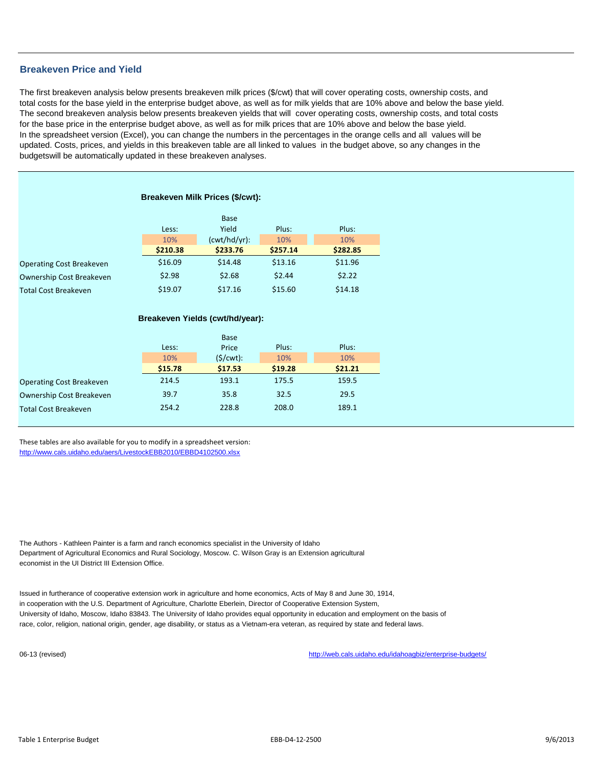## Breakeven Price and Yield

The first breakeven analysis below presents breakeven milk prices ($/cwt) that will cover operating costs, ownership costs, and total costs for the base yield in the enterprise budget above, as well as for milk yields that are 10% above and below the base yield. The second breakeven analysis below presents breakeven yields that will cover operating costs, ownership costs, and total costs for the base price in the enterprise budget above, as well as for milk prices that are 10% above and below the base yield. In the spreadsheet version (Excel), you can change the numbers in the percentages in the orange cells and all values will be updated. Costs, prices, and yields in this breakeven table are all linked to values in the budget above, so any changes in the budgetswill be automatically updated in these breakeven analyses.

### Breakeven Milk Prices ($/cwt):

| | Less: | Base Yield | Plus: | Plus: |
|---|---|---|---|---|
| | 10% | (cwt/hd/yr): | 10% | 10% |
| | **$210.38** | **$233.76** | **$257.14** | **$282.85** |
| Operating Cost Breakeven | $16.09 | $14.48 | $13.16 | $11.96 |
| Ownership Cost Breakeven | $2.98 | $2.68 | $2.44 | $2.22 |
| Total Cost Breakeven | $19.07 | $17.16 | $15.60 | $14.18 |

### Breakeven Yields (cwt/hd/year):

| | Less: | Base Price | Plus: | Plus: |
|---|---|---|---|---|
| | 10% | ($/cwt): | 10% | 10% |
| | **$15.78** | **$17.53** | **$19.28** | **$21.21** |
| Operating Cost Breakeven | 214.5 | 193.1 | 175.5 | 159.5 |
| Ownership Cost Breakeven | 39.7 | 35.8 | 32.5 | 29.5 |
| Total Cost Breakeven | 254.2 | 228.8 | 208.0 | 189.1 |

These tables are also available for you to modify in a spreadsheet version:
http://www.cals.uidaho.edu/aers/LivestockEBB2010/EBBD4102500.xlsx

The Authors - Kathleen Painter is a farm and ranch economics specialist in the University of Idaho Department of Agricultural Economics and Rural Sociology, Moscow. C. Wilson Gray is an Extension agricultural economist in the UI District III Extension Office.

Issued in furtherance of cooperative extension work in agriculture and home economics, Acts of May 8 and June 30, 1914, in cooperation with the U.S. Department of Agriculture, Charlotte Eberlein, Director of Cooperative Extension System, University of Idaho, Moscow, Idaho 83843. The University of Idaho provides equal opportunity in education and employment on the basis of race, color, religion, national origin, gender, age disability, or status as a Vietnam-era veteran, as required by state and federal laws.

06-13 (revised) http://web.cals.uidaho.edu/idahoagbiz/enterprise-budgets/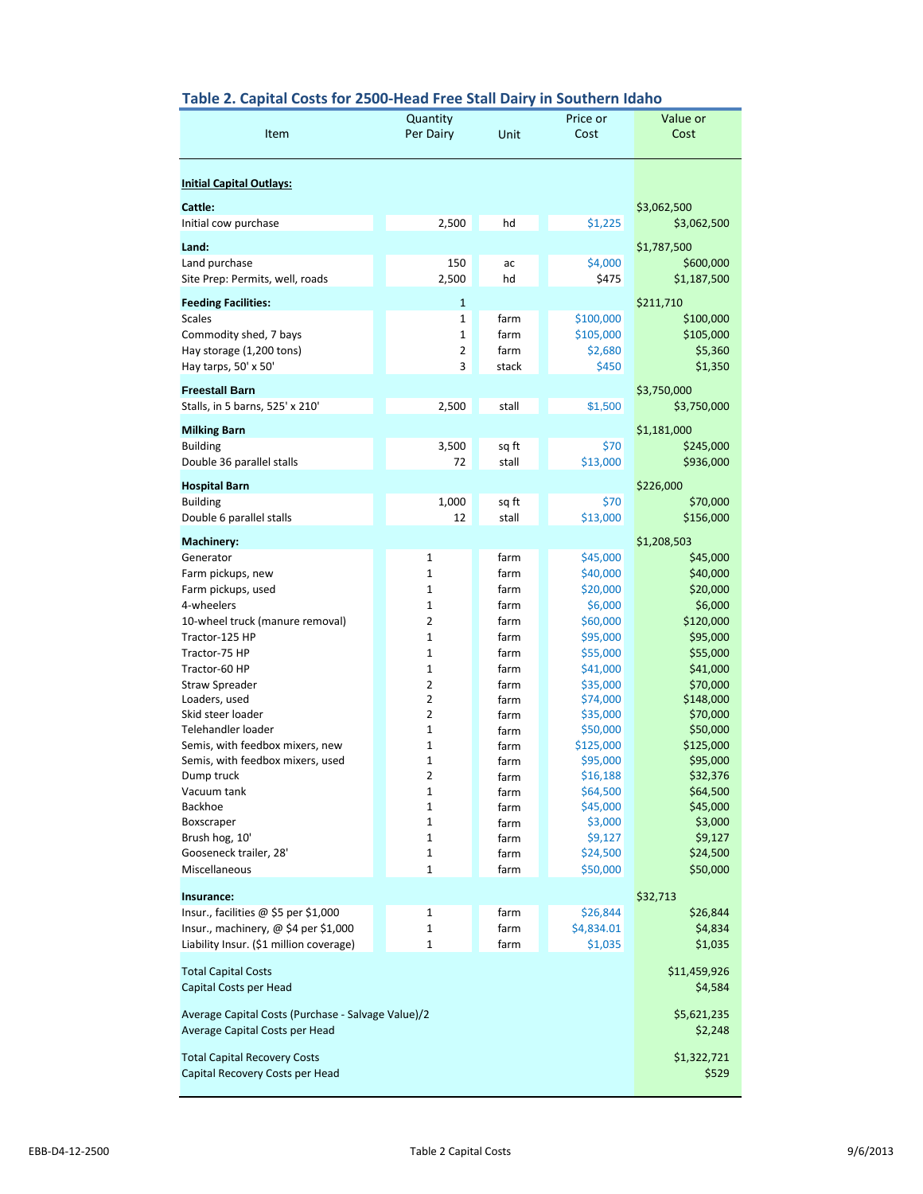## Table 2. Capital Costs for 2500-Head Free Stall Dairy in Southern Idaho

| Item | Quantity Per Dairy | Unit | Price or Cost | Value or Cost |
|---|---|---|---|---|
| **Initial Capital Outlays:** | | | | |
| **Cattle:** | | | | $3,062,500 |
| Initial cow purchase | 2,500 | hd | $1,225 | $3,062,500 |
| **Land:** | | | | $1,787,500 |
| Land purchase | 150 | ac | $4,000 | $600,000 |
| Site Prep: Permits, well, roads | 2,500 | hd | $475 | $1,187,500 |
| **Feeding Facilities:** | 1 | | | $211,710 |
| Scales | 1 | farm | $100,000 | $100,000 |
| Commodity shed, 7 bays | 1 | farm | $105,000 | $105,000 |
| Hay storage (1,200 tons) | 2 | farm | $2,680 | $5,360 |
| Hay tarps, 50' x 50' | 3 | stack | $450 | $1,350 |
| **Freestall Barn** | | | | $3,750,000 |
| Stalls, in 5 barns, 525' x 210' | 2,500 | stall | $1,500 | $3,750,000 |
| **Milking Barn** | | | | $1,181,000 |
| Building | 3,500 | sq ft | $70 | $245,000 |
| Double 36 parallel stalls | 72 | stall | $13,000 | $936,000 |
| **Hospital Barn** | | | | $226,000 |
| Building | 1,000 | sq ft | $70 | $70,000 |
| Double 6 parallel stalls | 12 | stall | $13,000 | $156,000 |
| **Machinery:** | | | | $1,208,503 |
| Generator | 1 | farm | $45,000 | $45,000 |
| Farm pickups, new | 1 | farm | $40,000 | $40,000 |
| Farm pickups, used | 1 | farm | $20,000 | $20,000 |
| 4-wheelers | 1 | farm | $6,000 | $6,000 |
| 10-wheel truck (manure removal) | 2 | farm | $60,000 | $120,000 |
| Tractor-125 HP | 1 | farm | $95,000 | $95,000 |
| Tractor-75 HP | 1 | farm | $55,000 | $55,000 |
| Tractor-60 HP | 1 | farm | $41,000 | $41,000 |
| Straw Spreader | 2 | farm | $35,000 | $70,000 |
| Loaders, used | 2 | farm | $74,000 | $148,000 |
| Skid steer loader | 2 | farm | $35,000 | $70,000 |
| Telehandler loader | 1 | farm | $50,000 | $50,000 |
| Semis, with feedbox mixers, new | 1 | farm | $125,000 | $125,000 |
| Semis, with feedbox mixers, used | 1 | farm | $95,000 | $95,000 |
| Dump truck | 2 | farm | $16,188 | $32,376 |
| Vacuum tank | 1 | farm | $64,500 | $64,500 |
| Backhoe | 1 | farm | $45,000 | $45,000 |
| Boxscraper | 1 | farm | $3,000 | $3,000 |
| Brush hog, 10' | 1 | farm | $9,127 | $9,127 |
| Gooseneck trailer, 28' | 1 | farm | $24,500 | $24,500 |
| Miscellaneous | 1 | farm | $50,000 | $50,000 |
| **Insurance:** | | | | $32,713 |
| Insur., facilities @ $5 per $1,000 | 1 | farm | $26,844 | $26,844 |
| Insur., machinery, @ $4 per $1,000 | 1 | farm | $4,834.01 | $4,834 |
| Liability Insur. ($1 million coverage) | 1 | farm | $1,035 | $1,035 |
| Total Capital Costs | | | | $11,459,926 |
| Capital Costs per Head | | | | $4,584 |
| Average Capital Costs (Purchase - Salvage Value)/2 | | | | $5,621,235 |
| Average Capital Costs per Head | | | | $2,248 |
| Total Capital Recovery Costs | | | | $1,322,721 |
| Capital Recovery Costs per Head | | | | $529 |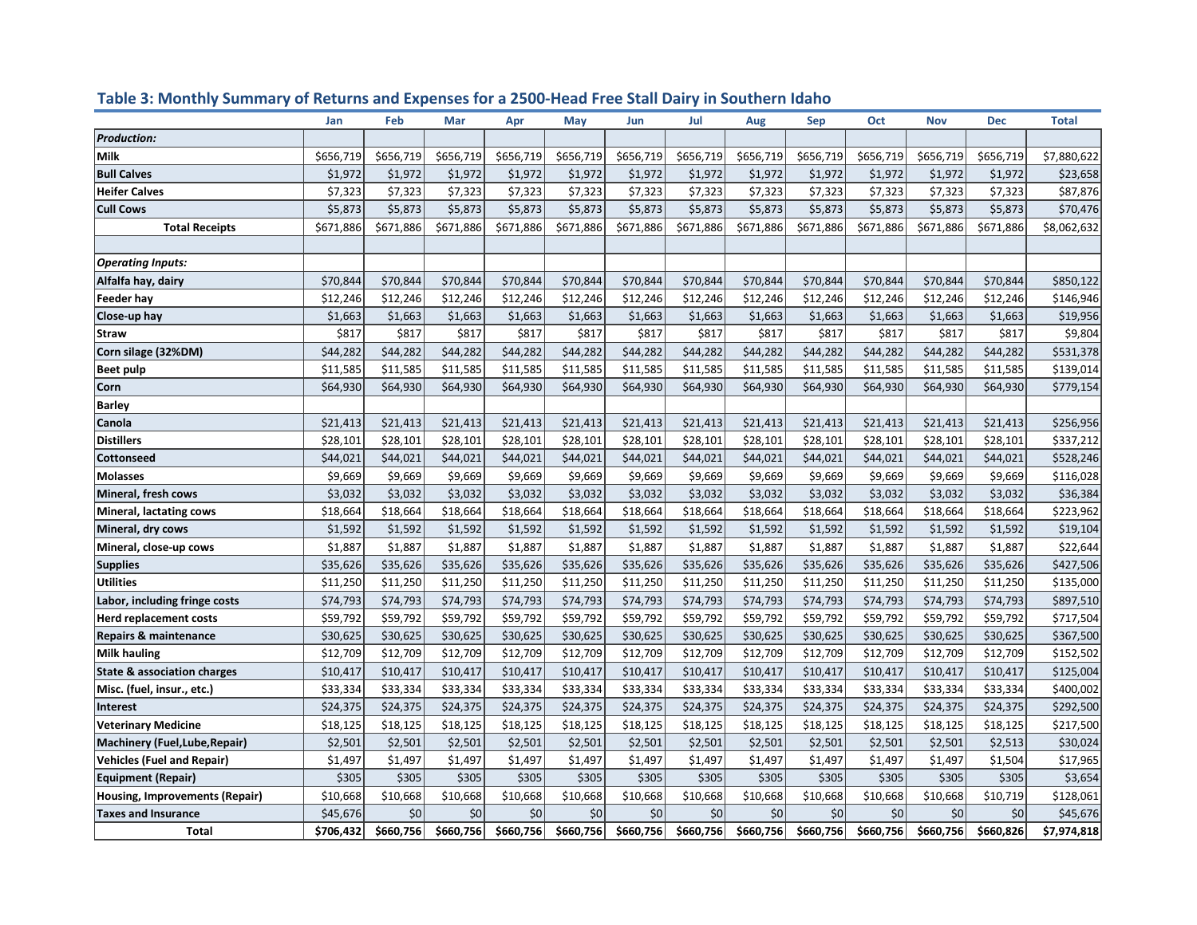## Table 3: Monthly Summary of Returns and Expenses for a 2500-Head Free Stall Dairy in Southern Idaho

| | Jan | Feb | Mar | Apr | May | Jun | Jul | Aug | Sep | Oct | Nov | Dec | Total |
|---|---|---|---|---|---|---|---|---|---|---|---|---|---|
| ***Production:*** | | | | | | | | | | | | | |
| **Milk** | $656,719 | $656,719 | $656,719 | $656,719 | $656,719 | $656,719 | $656,719 | $656,719 | $656,719 | $656,719 | $656,719 | $656,719 | $7,880,622 |
| **Bull Calves** | $1,972 | $1,972 | $1,972 | $1,972 | $1,972 | $1,972 | $1,972 | $1,972 | $1,972 | $1,972 | $1,972 | $1,972 | $23,658 |
| **Heifer Calves** | $7,323 | $7,323 | $7,323 | $7,323 | $7,323 | $7,323 | $7,323 | $7,323 | $7,323 | $7,323 | $7,323 | $7,323 | $87,876 |
| **Cull Cows** | $5,873 | $5,873 | $5,873 | $5,873 | $5,873 | $5,873 | $5,873 | $5,873 | $5,873 | $5,873 | $5,873 | $5,873 | $70,476 |
| **Total Receipts** | $671,886 | $671,886 | $671,886 | $671,886 | $671,886 | $671,886 | $671,886 | $671,886 | $671,886 | $671,886 | $671,886 | $671,886 | $8,062,632 |
| | | | | | | | | | | | | | |
| ***Operating Inputs:*** | | | | | | | | | | | | | |
| **Alfalfa hay, dairy** | $70,844 | $70,844 | $70,844 | $70,844 | $70,844 | $70,844 | $70,844 | $70,844 | $70,844 | $70,844 | $70,844 | $70,844 | $850,122 |
| **Feeder hay** | $12,246 | $12,246 | $12,246 | $12,246 | $12,246 | $12,246 | $12,246 | $12,246 | $12,246 | $12,246 | $12,246 | $12,246 | $146,946 |
| **Close-up hay** | $1,663 | $1,663 | $1,663 | $1,663 | $1,663 | $1,663 | $1,663 | $1,663 | $1,663 | $1,663 | $1,663 | $1,663 | $19,956 |
| **Straw** | $817 | $817 | $817 | $817 | $817 | $817 | $817 | $817 | $817 | $817 | $817 | $817 | $9,804 |
| **Corn silage (32%DM)** | $44,282 | $44,282 | $44,282 | $44,282 | $44,282 | $44,282 | $44,282 | $44,282 | $44,282 | $44,282 | $44,282 | $44,282 | $531,378 |
| **Beet pulp** | $11,585 | $11,585 | $11,585 | $11,585 | $11,585 | $11,585 | $11,585 | $11,585 | $11,585 | $11,585 | $11,585 | $11,585 | $139,014 |
| **Corn** | $64,930 | $64,930 | $64,930 | $64,930 | $64,930 | $64,930 | $64,930 | $64,930 | $64,930 | $64,930 | $64,930 | $64,930 | $779,154 |
| **Barley** | | | | | | | | | | | | | |
| **Canola** | $21,413 | $21,413 | $21,413 | $21,413 | $21,413 | $21,413 | $21,413 | $21,413 | $21,413 | $21,413 | $21,413 | $21,413 | $256,956 |
| **Distillers** | $28,101 | $28,101 | $28,101 | $28,101 | $28,101 | $28,101 | $28,101 | $28,101 | $28,101 | $28,101 | $28,101 | $28,101 | $337,212 |
| **Cottonseed** | $44,021 | $44,021 | $44,021 | $44,021 | $44,021 | $44,021 | $44,021 | $44,021 | $44,021 | $44,021 | $44,021 | $44,021 | $528,246 |
| **Molasses** | $9,669 | $9,669 | $9,669 | $9,669 | $9,669 | $9,669 | $9,669 | $9,669 | $9,669 | $9,669 | $9,669 | $9,669 | $116,028 |
| **Mineral, fresh cows** | $3,032 | $3,032 | $3,032 | $3,032 | $3,032 | $3,032 | $3,032 | $3,032 | $3,032 | $3,032 | $3,032 | $3,032 | $36,384 |
| **Mineral, lactating cows** | $18,664 | $18,664 | $18,664 | $18,664 | $18,664 | $18,664 | $18,664 | $18,664 | $18,664 | $18,664 | $18,664 | $18,664 | $223,962 |
| **Mineral, dry cows** | $1,592 | $1,592 | $1,592 | $1,592 | $1,592 | $1,592 | $1,592 | $1,592 | $1,592 | $1,592 | $1,592 | $1,592 | $19,104 |
| **Mineral, close-up cows** | $1,887 | $1,887 | $1,887 | $1,887 | $1,887 | $1,887 | $1,887 | $1,887 | $1,887 | $1,887 | $1,887 | $1,887 | $22,644 |
| **Supplies** | $35,626 | $35,626 | $35,626 | $35,626 | $35,626 | $35,626 | $35,626 | $35,626 | $35,626 | $35,626 | $35,626 | $35,626 | $427,506 |
| **Utilities** | $11,250 | $11,250 | $11,250 | $11,250 | $11,250 | $11,250 | $11,250 | $11,250 | $11,250 | $11,250 | $11,250 | $11,250 | $135,000 |
| **Labor, including fringe costs** | $74,793 | $74,793 | $74,793 | $74,793 | $74,793 | $74,793 | $74,793 | $74,793 | $74,793 | $74,793 | $74,793 | $74,793 | $897,510 |
| **Herd replacement costs** | $59,792 | $59,792 | $59,792 | $59,792 | $59,792 | $59,792 | $59,792 | $59,792 | $59,792 | $59,792 | $59,792 | $59,792 | $717,504 |
| **Repairs & maintenance** | $30,625 | $30,625 | $30,625 | $30,625 | $30,625 | $30,625 | $30,625 | $30,625 | $30,625 | $30,625 | $30,625 | $30,625 | $367,500 |
| **Milk hauling** | $12,709 | $12,709 | $12,709 | $12,709 | $12,709 | $12,709 | $12,709 | $12,709 | $12,709 | $12,709 | $12,709 | $12,709 | $152,502 |
| **State & association charges** | $10,417 | $10,417 | $10,417 | $10,417 | $10,417 | $10,417 | $10,417 | $10,417 | $10,417 | $10,417 | $10,417 | $10,417 | $125,004 |
| **Misc. (fuel, insur., etc.)** | $33,334 | $33,334 | $33,334 | $33,334 | $33,334 | $33,334 | $33,334 | $33,334 | $33,334 | $33,334 | $33,334 | $33,334 | $400,002 |
| **Interest** | $24,375 | $24,375 | $24,375 | $24,375 | $24,375 | $24,375 | $24,375 | $24,375 | $24,375 | $24,375 | $24,375 | $24,375 | $292,500 |
| **Veterinary Medicine** | $18,125 | $18,125 | $18,125 | $18,125 | $18,125 | $18,125 | $18,125 | $18,125 | $18,125 | $18,125 | $18,125 | $18,125 | $217,500 |
| **Machinery (Fuel,Lube,Repair)** | $2,501 | $2,501 | $2,501 | $2,501 | $2,501 | $2,501 | $2,501 | $2,501 | $2,501 | $2,501 | $2,501 | $2,513 | $30,024 |
| **Vehicles (Fuel and Repair)** | $1,497 | $1,497 | $1,497 | $1,497 | $1,497 | $1,497 | $1,497 | $1,497 | $1,497 | $1,497 | $1,497 | $1,504 | $17,965 |
| **Equipment (Repair)** | $305 | $305 | $305 | $305 | $305 | $305 | $305 | $305 | $305 | $305 | $305 | $305 | $3,654 |
| **Housing, Improvements (Repair)** | $10,668 | $10,668 | $10,668 | $10,668 | $10,668 | $10,668 | $10,668 | $10,668 | $10,668 | $10,668 | $10,668 | $10,719 | $128,061 |
| **Taxes and Insurance** | $45,676 | $0 | $0 | $0 | $0 | $0 | $0 | $0 | $0 | $0 | $0 | $0 | $45,676 |
| **Total** | **$706,432** | **$660,756** | **$660,756** | **$660,756** | **$660,756** | **$660,756** | **$660,756** | **$660,756** | **$660,756** | **$660,756** | **$660,756** | **$660,826** | **$7,974,818** |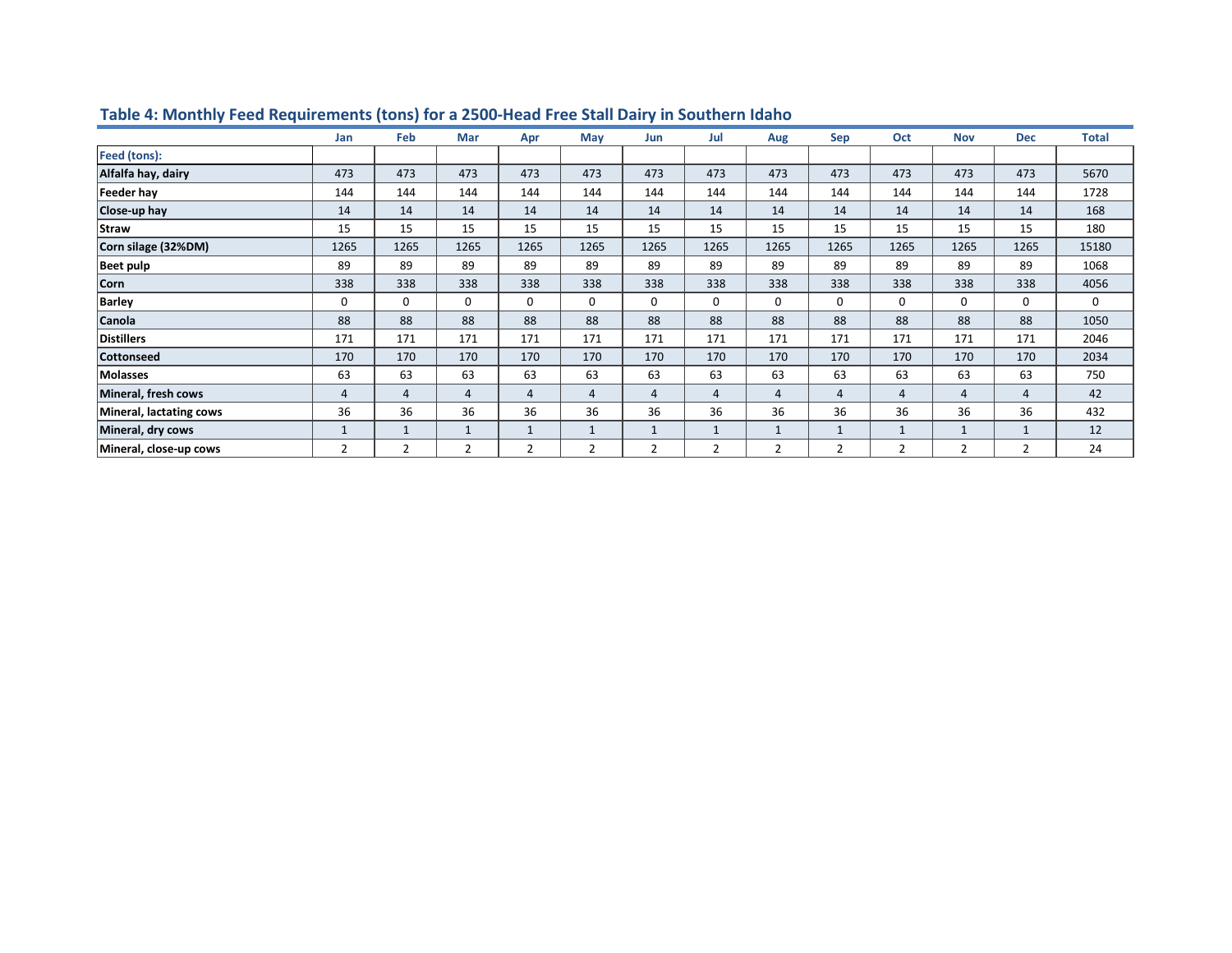## Table 4: Monthly Feed Requirements (tons) for a 2500-Head Free Stall Dairy in Southern Idaho

| | Jan | Feb | Mar | Apr | May | Jun | Jul | Aug | Sep | Oct | Nov | Dec | Total |
|---|---|---|---|---|---|---|---|---|---|---|---|---|---|
| Feed (tons): | | | | | | | | | | | | | |
| **Alfalfa hay, dairy** | 473 | 473 | 473 | 473 | 473 | 473 | 473 | 473 | 473 | 473 | 473 | 473 | 5670 |
| **Feeder hay** | 144 | 144 | 144 | 144 | 144 | 144 | 144 | 144 | 144 | 144 | 144 | 144 | 1728 |
| **Close-up hay** | 14 | 14 | 14 | 14 | 14 | 14 | 14 | 14 | 14 | 14 | 14 | 14 | 168 |
| **Straw** | 15 | 15 | 15 | 15 | 15 | 15 | 15 | 15 | 15 | 15 | 15 | 15 | 180 |
| **Corn silage (32%DM)** | 1265 | 1265 | 1265 | 1265 | 1265 | 1265 | 1265 | 1265 | 1265 | 1265 | 1265 | 1265 | 15180 |
| **Beet pulp** | 89 | 89 | 89 | 89 | 89 | 89 | 89 | 89 | 89 | 89 | 89 | 89 | 1068 |
| **Corn** | 338 | 338 | 338 | 338 | 338 | 338 | 338 | 338 | 338 | 338 | 338 | 338 | 4056 |
| **Barley** | 0 | 0 | 0 | 0 | 0 | 0 | 0 | 0 | 0 | 0 | 0 | 0 | 0 |
| **Canola** | 88 | 88 | 88 | 88 | 88 | 88 | 88 | 88 | 88 | 88 | 88 | 88 | 1050 |
| **Distillers** | 171 | 171 | 171 | 171 | 171 | 171 | 171 | 171 | 171 | 171 | 171 | 171 | 2046 |
| **Cottonseed** | 170 | 170 | 170 | 170 | 170 | 170 | 170 | 170 | 170 | 170 | 170 | 170 | 2034 |
| **Molasses** | 63 | 63 | 63 | 63 | 63 | 63 | 63 | 63 | 63 | 63 | 63 | 63 | 750 |
| **Mineral, fresh cows** | 4 | 4 | 4 | 4 | 4 | 4 | 4 | 4 | 4 | 4 | 4 | 4 | 42 |
| **Mineral, lactating cows** | 36 | 36 | 36 | 36 | 36 | 36 | 36 | 36 | 36 | 36 | 36 | 36 | 432 |
| **Mineral, dry cows** | 1 | 1 | 1 | 1 | 1 | 1 | 1 | 1 | 1 | 1 | 1 | 1 | 12 |
| **Mineral, close-up cows** | 2 | 2 | 2 | 2 | 2 | 2 | 2 | 2 | 2 | 2 | 2 | 2 | 24 |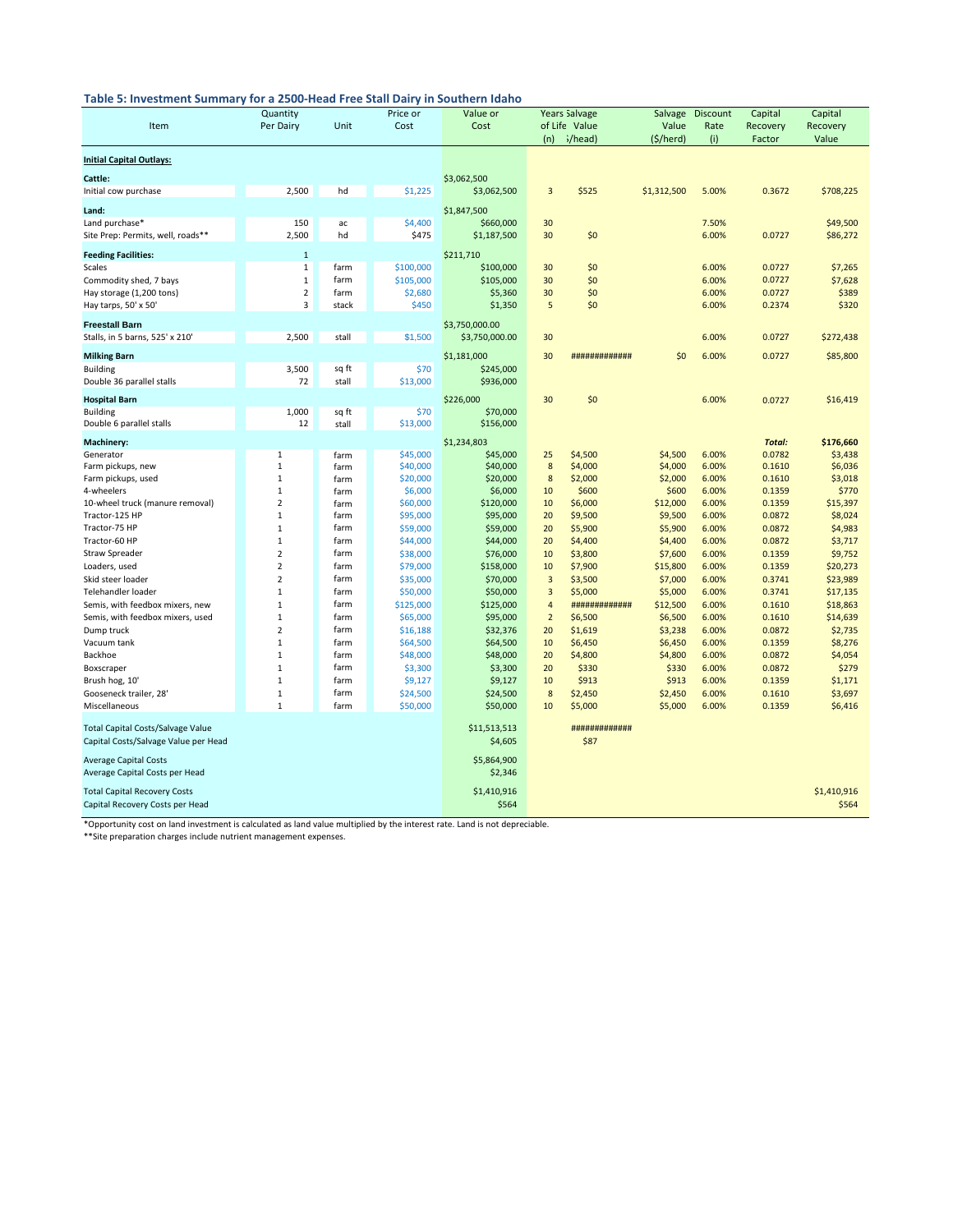### Table 5: Investment Summary for a 2500-Head Free Stall Dairy in Southern Idaho

| Item | Quantity Per Dairy | Unit | Price or Cost | Value or Cost | Years of Life (n) | Salvage Value $/head) | Salvage Value ($/herd) | Discount Rate (i) | Capital Recovery Factor | Capital Recovery Value |
|---|---|---|---|---|---|---|---|---|---|---|
| **Initial Capital Outlays:** | | | | | | | | | | |
| **Cattle:** | | | | $3,062,500 | | | | | | |
| Initial cow purchase | 2,500 | hd | $1,225 | $3,062,500 | 3 | $525 | $1,312,500 | 5.00% | 0.3672 | $708,225 |
| **Land:** | | | | $1,847,500 | | | | | | |
| Land purchase* | 150 | ac | $4,400 | $660,000 | 30 | | | 7.50% | | $49,500 |
| Site Prep: Permits, well, roads** | 2,500 | hd | $475 | $1,187,500 | 30 | $0 | | 6.00% | 0.0727 | $86,272 |
| **Feeding Facilities:** | 1 | | | $211,710 | | | | | | |
| Scales | 1 | farm | $100,000 | $100,000 | 30 | $0 | | 6.00% | 0.0727 | $7,265 |
| Commodity shed, 7 bays | 1 | farm | $105,000 | $105,000 | 30 | $0 | | 6.00% | 0.0727 | $7,628 |
| Hay storage (1,200 tons) | 2 | farm | $2,680 | $5,360 | 30 | $0 | | 6.00% | 0.0727 | $389 |
| Hay tarps, 50' x 50' | 3 | stack | $450 | $1,350 | 5 | $0 | | 6.00% | 0.2374 | $320 |
| **Freestall Barn** | | | | $3,750,000.00 | | | | | | |
| Stalls, in 5 barns, 525' x 210' | 2,500 | stall | $1,500 | $3,750,000.00 | 30 | | | 6.00% | 0.0727 | $272,438 |
| **Milking Barn** | | | | $1,181,000 | 30 | ############# | $0 | 6.00% | 0.0727 | $85,800 |
| Building | 3,500 | sq ft | $70 | $245,000 | | | | | | |
| Double 36 parallel stalls | 72 | stall | $13,000 | $936,000 | | | | | | |
| **Hospital Barn** | | | | $226,000 | 30 | $0 | | 6.00% | 0.0727 | $16,419 |
| Building | 1,000 | sq ft | $70 | $70,000 | | | | | | |
| Double 6 parallel stalls | 12 | stall | $13,000 | $156,000 | | | | | | |
| **Machinery:** | | | | $1,234,803 | | | | | ***Total:*** | **$176,660** |
| Generator | 1 | farm | $45,000 | $45,000 | 25 | $4,500 | $4,500 | 6.00% | 0.0782 | $3,438 |
| Farm pickups, new | 1 | farm | $40,000 | $40,000 | 8 | $4,000 | $4,000 | 6.00% | 0.1610 | $6,036 |
| Farm pickups, used | 1 | farm | $20,000 | $20,000 | 8 | $2,000 | $2,000 | 6.00% | 0.1610 | $3,018 |
| 4-wheelers | 1 | farm | $6,000 | $6,000 | 10 | $600 | $600 | 6.00% | 0.1359 | $770 |
| 10-wheel truck (manure removal) | 2 | farm | $60,000 | $120,000 | 10 | $6,000 | $12,000 | 6.00% | 0.1359 | $15,397 |
| Tractor-125 HP | 1 | farm | $95,000 | $95,000 | 20 | $9,500 | $9,500 | 6.00% | 0.0872 | $8,024 |
| Tractor-75 HP | 1 | farm | $59,000 | $59,000 | 20 | $5,900 | $5,900 | 6.00% | 0.0872 | $4,983 |
| Tractor-60 HP | 1 | farm | $44,000 | $44,000 | 20 | $4,400 | $4,400 | 6.00% | 0.0872 | $3,717 |
| Straw Spreader | 2 | farm | $38,000 | $76,000 | 10 | $3,800 | $7,600 | 6.00% | 0.1359 | $9,752 |
| Loaders, used | 2 | farm | $79,000 | $158,000 | 10 | $7,900 | $15,800 | 6.00% | 0.1359 | $20,273 |
| Skid steer loader | 2 | farm | $35,000 | $70,000 | 3 | $3,500 | $7,000 | 6.00% | 0.3741 | $23,989 |
| Telehandler loader | 1 | farm | $50,000 | $50,000 | 3 | $5,000 | $5,000 | 6.00% | 0.3741 | $17,135 |
| Semis, with feedbox mixers, new | 1 | farm | $125,000 | $125,000 | 4 | ############# | $12,500 | 6.00% | 0.1610 | $18,863 |
| Semis, with feedbox mixers, used | 1 | farm | $65,000 | $95,000 | 2 | $6,500 | $6,500 | 6.00% | 0.1610 | $14,639 |
| Dump truck | 2 | farm | $16,188 | $32,376 | 20 | $1,619 | $3,238 | 6.00% | 0.0872 | $2,735 |
| Vacuum tank | 1 | farm | $64,500 | $64,500 | 10 | $6,450 | $6,450 | 6.00% | 0.1359 | $8,276 |
| Backhoe | 1 | farm | $48,000 | $48,000 | 20 | $4,800 | $4,800 | 6.00% | 0.0872 | $4,054 |
| Boxscraper | 1 | farm | $3,300 | $3,300 | 20 | $330 | $330 | 6.00% | 0.0872 | $279 |
| Brush hog, 10' | 1 | farm | $9,127 | $9,127 | 10 | $913 | $913 | 6.00% | 0.1359 | $1,171 |
| Gooseneck trailer, 28' | 1 | farm | $24,500 | $24,500 | 8 | $2,450 | $2,450 | 6.00% | 0.1610 | $3,697 |
| Miscellaneous | 1 | farm | $50,000 | $50,000 | 10 | $5,000 | $5,000 | 6.00% | 0.1359 | $6,416 |
| Total Capital Costs/Salvage Value | | | | $11,513,513 | | ############# | | | | |
| Capital Costs/Salvage Value per Head | | | | $4,605 | | $87 | | | | |
| Average Capital Costs | | | | $5,864,900 | | | | | | |
| Average Capital Costs per Head | | | | $2,346 | | | | | | |
| Total Capital Recovery Costs | | | | $1,410,916 | | | | | | $1,410,916 |
| Capital Recovery Costs per Head | | | | $564 | | | | | | $564 |

*Opportunity cost on land investment is calculated as land value multiplied by the interest rate. Land is not depreciable.

**Site preparation charges include nutrient management expenses.